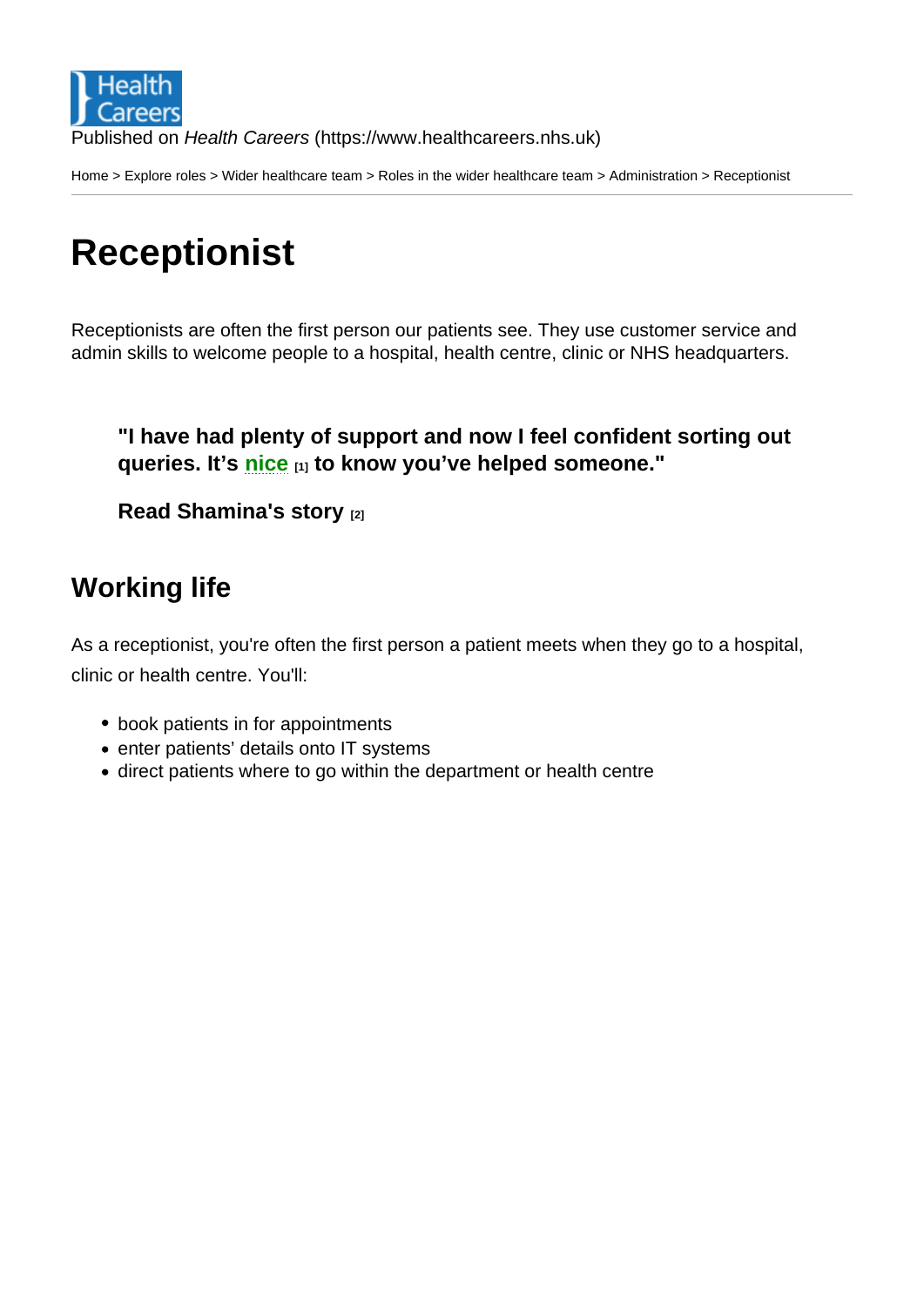Published on *Health Careers* (https://www.healthcareers.nhs.uk)

Home > Explore roles > Wider healthcare team > Roles in the wider healthcare team > Administration > Receptionist

# Receptionist

Receptionists are often the first person our patients see. They use customer service and admin skills to welcome people to a hospital, health centre, clinic or NHS headquarters.

> **"I have had plenty of support and now I feel confident sorting out queries. It's nice [1] to know you've helped someone."**
>
> **Read Shamina's story [2]**

## Working life

As a receptionist, you're often the first person a patient meets when they go to a hospital, clinic or health centre. You'll:

- book patients in for appointments
- enter patients' details onto IT systems
- direct patients where to go within the department or health centre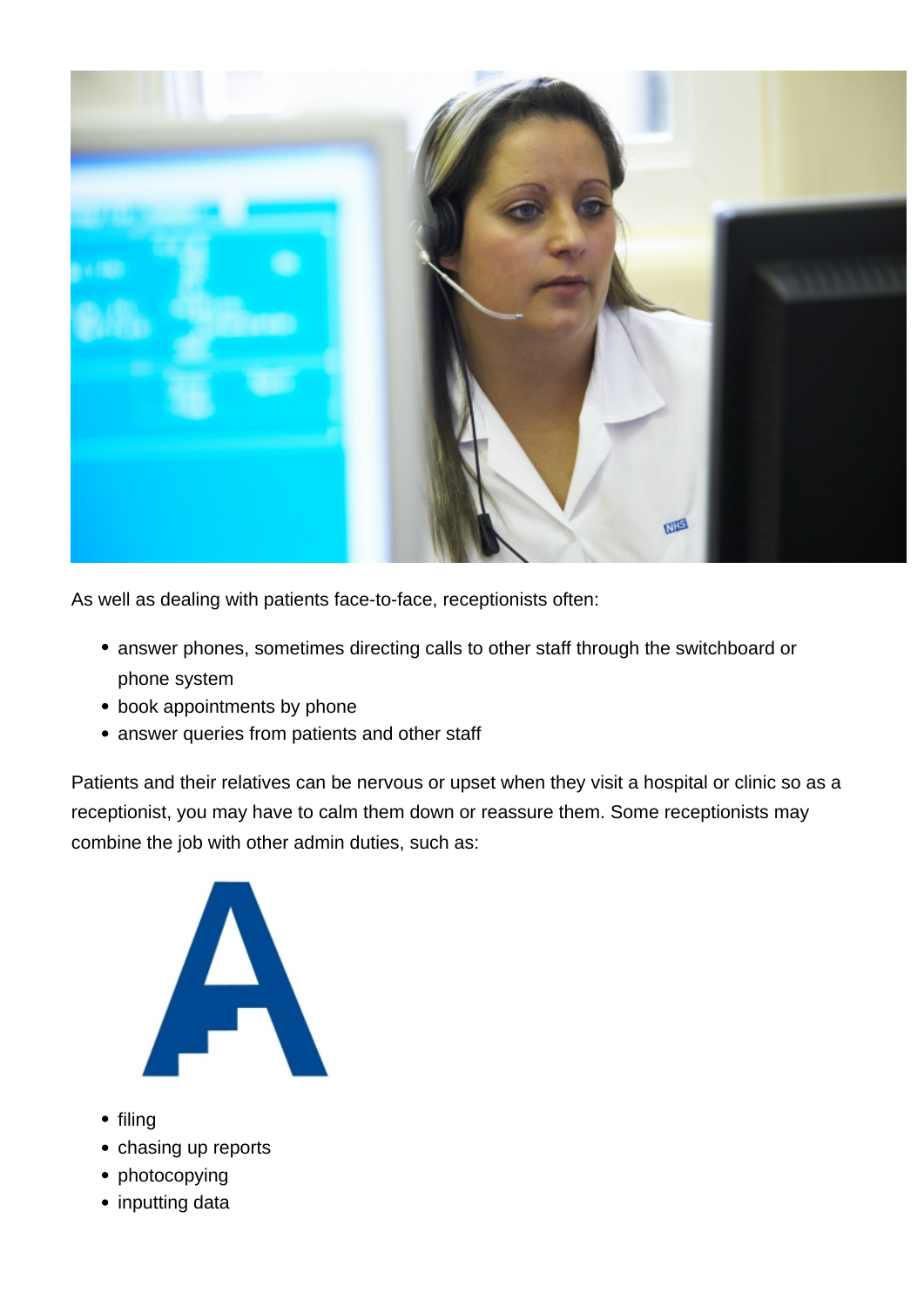As well as dealing with patients face-to-face, receptionists often:

- answer phones, sometimes directing calls to other staff through the switchboard or phone system
- book appointments by phone
- answer queries from patients and other staff

Patients and their relatives can be nervous or upset when they visit a hospital or clinic so as a receptionist, you may have to calm them down or reassure them. Some receptionists may combine the job with other admin duties, such as:

- filing
- chasing up reports
- photocopying
- inputting data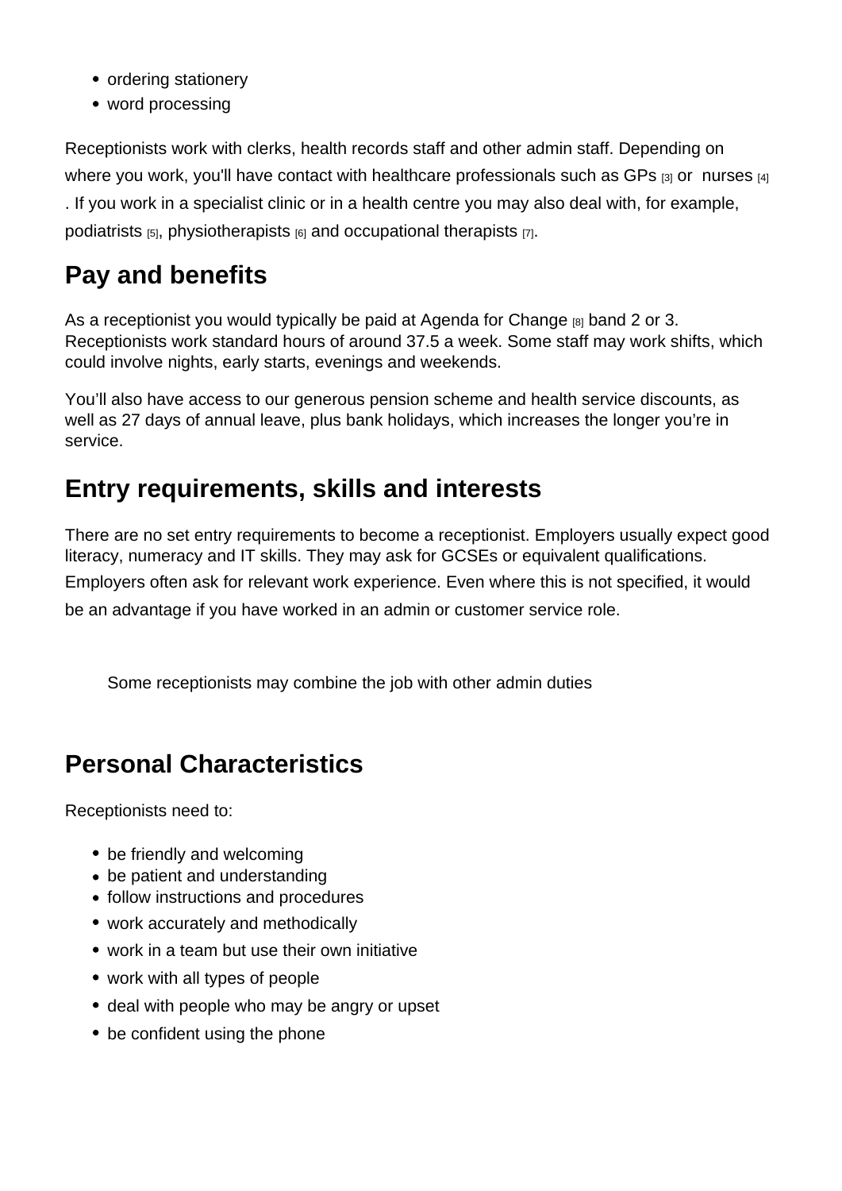- ordering stationery
- word processing

Receptionists work with clerks, health records staff and other admin staff. Depending on where you work, you'll have contact with healthcare professionals such as GPs [3] or nurses [4]. If you work in a specialist clinic or in a health centre you may also deal with, for example, podiatrists [5], physiotherapists [6] and occupational therapists [7].

## Pay and benefits

As a receptionist you would typically be paid at Agenda for Change [8] band 2 or 3. Receptionists work standard hours of around 37.5 a week. Some staff may work shifts, which could involve nights, early starts, evenings and weekends.

You'll also have access to our generous pension scheme and health service discounts, as well as 27 days of annual leave, plus bank holidays, which increases the longer you're in service.

## Entry requirements, skills and interests

There are no set entry requirements to become a receptionist. Employers usually expect good literacy, numeracy and IT skills. They may ask for GCSEs or equivalent qualifications. Employers often ask for relevant work experience. Even where this is not specified, it would be an advantage if you have worked in an admin or customer service role.

Some receptionists may combine the job with other admin duties

## Personal Characteristics

Receptionists need to:

- be friendly and welcoming
- be patient and understanding
- follow instructions and procedures
- work accurately and methodically
- work in a team but use their own initiative
- work with all types of people
- deal with people who may be angry or upset
- be confident using the phone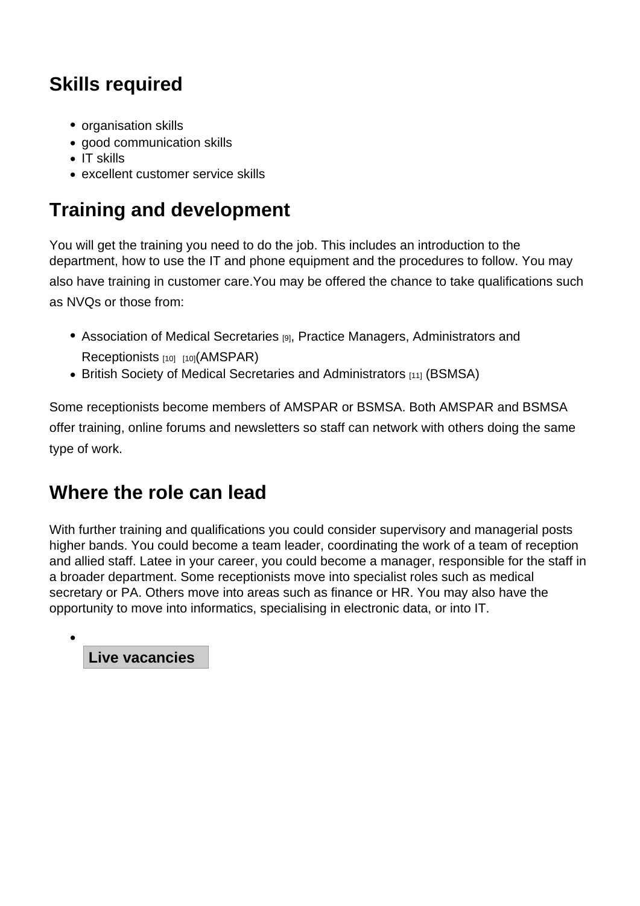## Skills required

- organisation skills
- good communication skills
- IT skills
- excellent customer service skills

## Training and development

You will get the training you need to do the job. This includes an introduction to the department, how to use the IT and phone equipment and the procedures to follow. You may also have training in customer care.You may be offered the chance to take qualifications such as NVQs or those from:

- Association of Medical Secretaries [9], Practice Managers, Administrators and Receptionists [10] [10](AMSPAR)
- British Society of Medical Secretaries and Administrators [11] (BSMSA)

Some receptionists become members of AMSPAR or BSMSA. Both AMSPAR and BSMSA offer training, online forums and newsletters so staff can network with others doing the same type of work.

## Where the role can lead

With further training and qualifications you could consider supervisory and managerial posts higher bands. You could become a team leader, coordinating the work of a team of reception and allied staff. Latee in your career, you could become a manager, responsible for the staff in a broader department. Some receptionists move into specialist roles such as medical secretary or PA. Others move into areas such as finance or HR. You may also have the opportunity to move into informatics, specialising in electronic data, or into IT.

- **Live vacancies**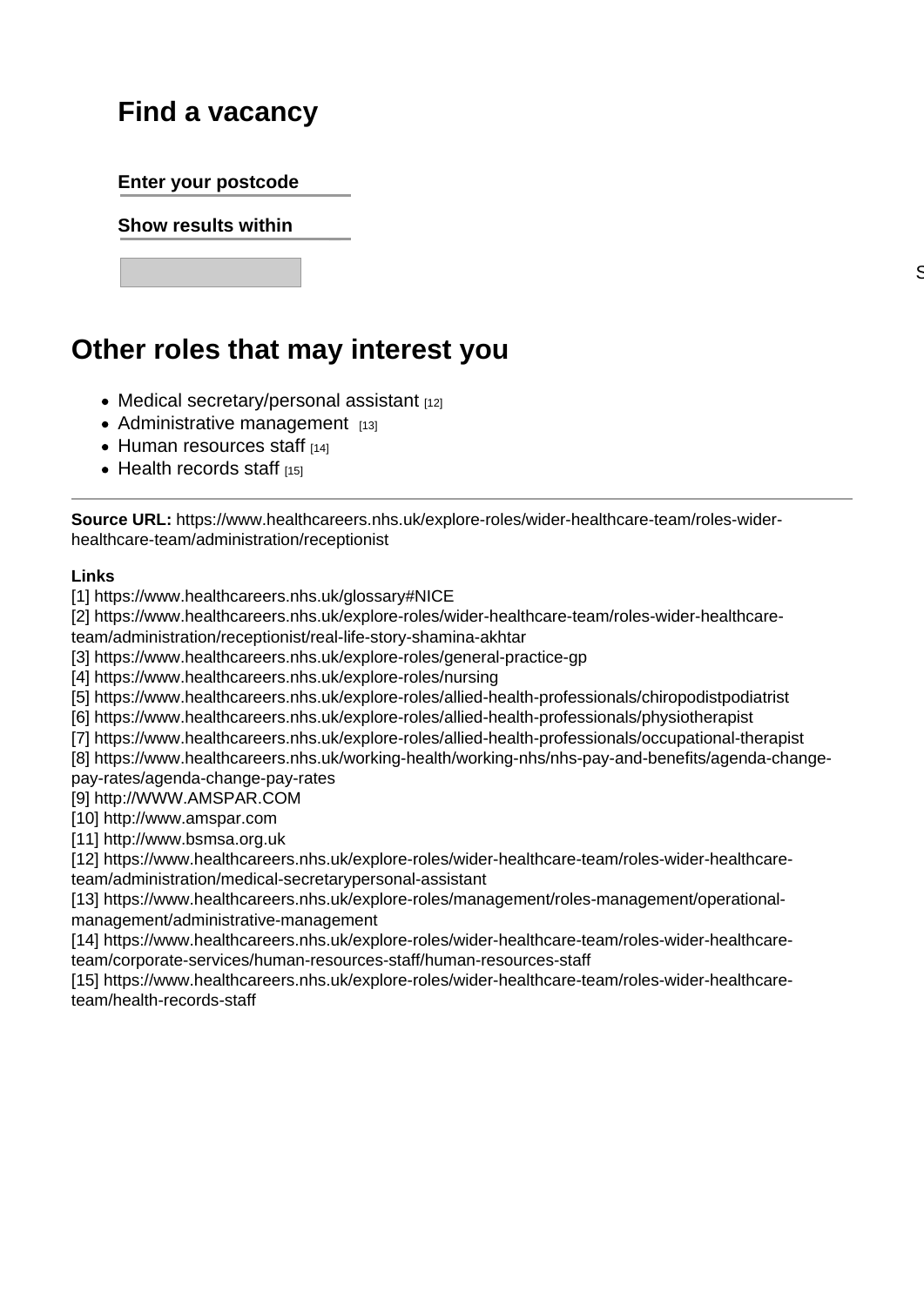## Find a vacancy

**Enter your postcode**

**Show results within**

## Other roles that may interest you

- Medical secretary/personal assistant [12]
- Administrative management [13]
- Human resources staff [14]
- Health records staff [15]

---

**Source URL:** https://www.healthcareers.nhs.uk/explore-roles/wider-healthcare-team/roles-wider-healthcare-team/administration/receptionist

**Links**

[1] https://www.healthcareers.nhs.uk/glossary#NICE
[2] https://www.healthcareers.nhs.uk/explore-roles/wider-healthcare-team/roles-wider-healthcare-team/administration/receptionist/real-life-story-shamina-akhtar
[3] https://www.healthcareers.nhs.uk/explore-roles/general-practice-gp
[4] https://www.healthcareers.nhs.uk/explore-roles/nursing
[5] https://www.healthcareers.nhs.uk/explore-roles/allied-health-professionals/chiropodistpodiatrist
[6] https://www.healthcareers.nhs.uk/explore-roles/allied-health-professionals/physiotherapist
[7] https://www.healthcareers.nhs.uk/explore-roles/allied-health-professionals/occupational-therapist
[8] https://www.healthcareers.nhs.uk/working-health/working-nhs/nhs-pay-and-benefits/agenda-change-pay-rates/agenda-change-pay-rates
[9] http://WWW.AMSPAR.COM
[10] http://www.amspar.com
[11] http://www.bsmsa.org.uk
[12] https://www.healthcareers.nhs.uk/explore-roles/wider-healthcare-team/roles-wider-healthcare-team/administration/medical-secretarypersonal-assistant
[13] https://www.healthcareers.nhs.uk/explore-roles/management/roles-management/operational-management/administrative-management
[14] https://www.healthcareers.nhs.uk/explore-roles/wider-healthcare-team/roles-wider-healthcare-team/corporate-services/human-resources-staff/human-resources-staff
[15] https://www.healthcareers.nhs.uk/explore-roles/wider-healthcare-team/roles-wider-healthcare-team/health-records-staff